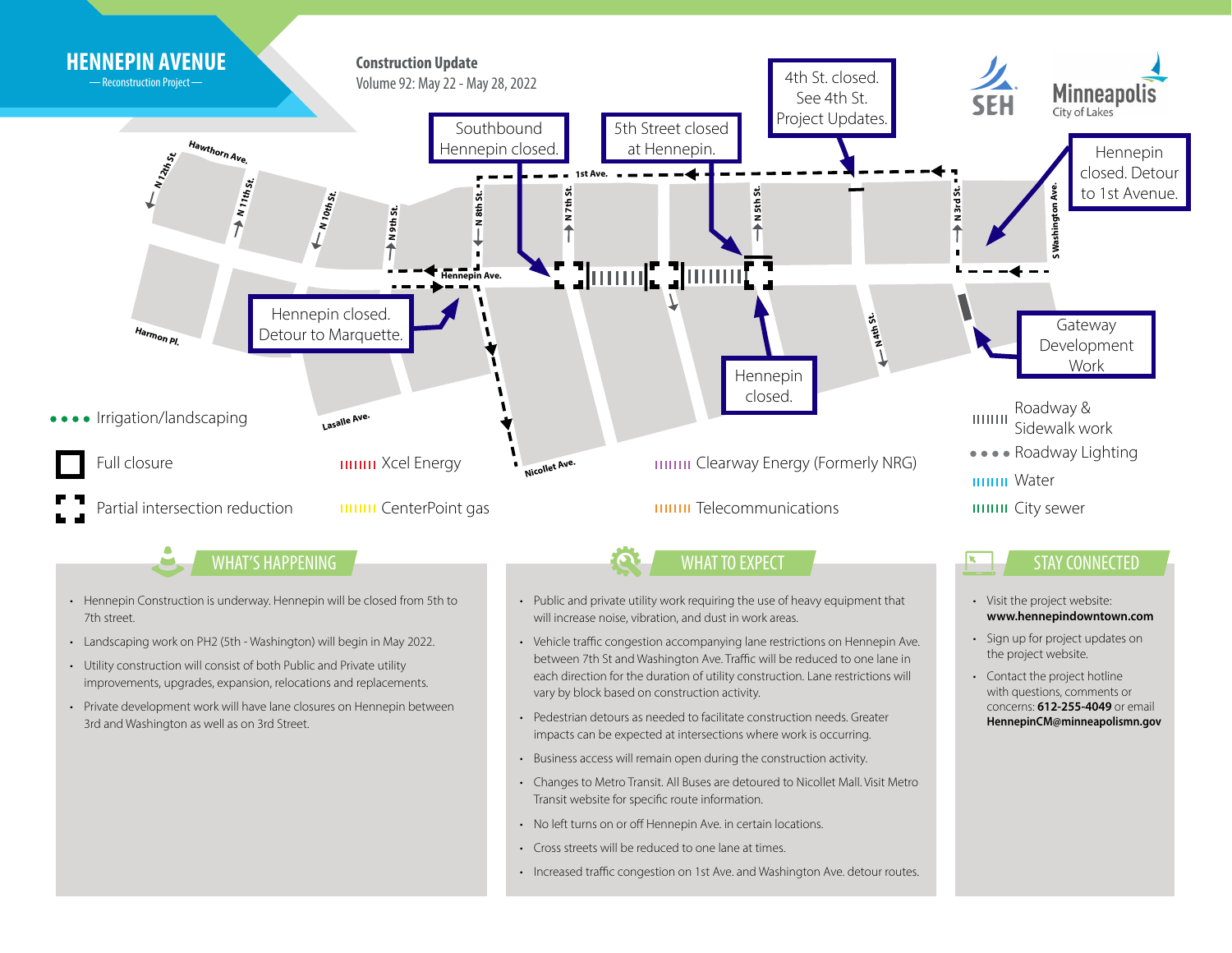# HENNEPIN AVENUE

— Reconstruction Project —

**Construction Update**

Volume 92: May 22 - May 28, 2022

SEH

Minneapolis City of Lakes

Southbound Hennepin closed.

5th Street closed at Hennepin.

4th St. closed. See 4th St. Project Updates.

Hennepin closed. Detour to 1st Avenue.

Hennepin closed. Detour to Marquette.

Hennepin closed.

Gateway Development Work

Hawthorn Ave. | N 12th St. | N 11th St. | N 10th St. | N 9th St. | N 8th St. | N 7th St. | N 5th St. | N 3rd St. | S Washington Ave. | 1st Ave. | Hennepin Ave. | N 4th St. | Harmon Pl. | Lasalle Ave. | Nicollet Ave.

- Irrigation/landscaping
- Full closure
- Partial intersection reduction
- Xcel Energy
- CenterPoint gas
- Clearway Energy (Formerly NRG)
- Telecommunications
- Roadway & Sidewalk work
- Roadway Lighting
- Water
- City sewer

## WHAT'S HAPPENING

- Hennepin Construction is underway. Hennepin will be closed from 5th to 7th street.
- Landscaping work on PH2 (5th - Washington) will begin in May 2022.
- Utility construction will consist of both Public and Private utility improvements, upgrades, expansion, relocations and replacements.
- Private development work will have lane closures on Hennepin between 3rd and Washington as well as on 3rd Street.

## WHAT TO EXPECT

- Public and private utility work requiring the use of heavy equipment that will increase noise, vibration, and dust in work areas.
- Vehicle traffic congestion accompanying lane restrictions on Hennepin Ave. between 7th St and Washington Ave. Traffic will be reduced to one lane in each direction for the duration of utility construction. Lane restrictions will vary by block based on construction activity.
- Pedestrian detours as needed to facilitate construction needs. Greater impacts can be expected at intersections where work is occurring.
- Business access will remain open during the construction activity.
- Changes to Metro Transit. All Buses are detoured to Nicollet Mall. Visit Metro Transit website for specific route information.
- No left turns on or off Hennepin Ave. in certain locations.
- Cross streets will be reduced to one lane at times.
- Increased traffic congestion on 1st Ave. and Washington Ave. detour routes.

## STAY CONNECTED

- Visit the project website: **www.hennepindowntown.com**
- Sign up for project updates on the project website.
- Contact the project hotline with questions, comments or concerns: **612-255-4049** or email **HennepinCM@minneapolismn.gov**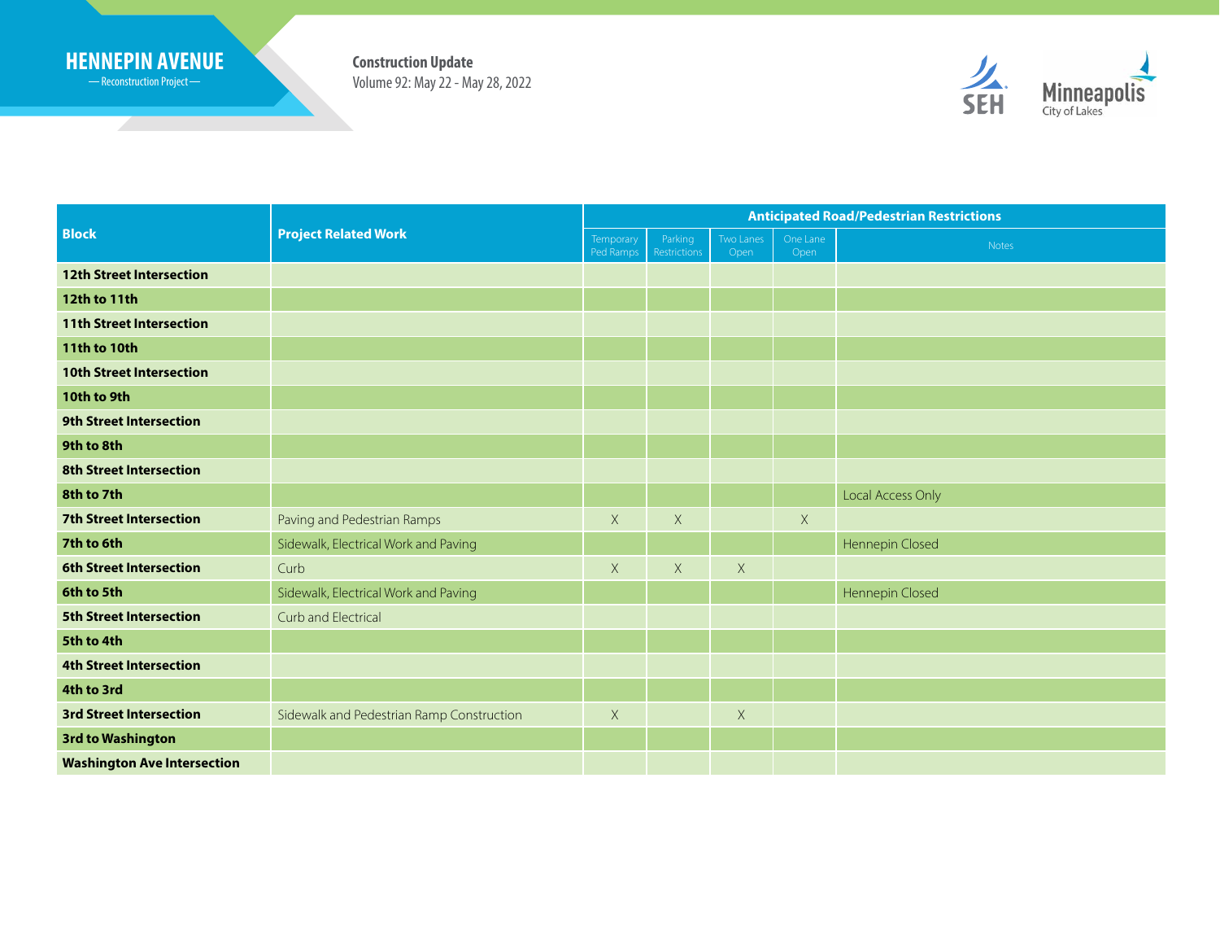# HENNEPIN AVENUE

— Reconstruction Project —

**Construction Update**

Volume 92: May 22 - May 28, 2022

SEH

Minneapolis City of Lakes

| Block | Project Related Work | Anticipated Road/Pedestrian Restrictions | | | | |
|---|---|---|---|---|---|---|
| | | Temporary Ped Ramps | Parking Restrictions | Two Lanes Open | One Lane Open | Notes |
| **12th Street Intersection** | | | | | | |
| **12th to 11th** | | | | | | |
| **11th Street Intersection** | | | | | | |
| **11th to 10th** | | | | | | |
| **10th Street Intersection** | | | | | | |
| **10th to 9th** | | | | | | |
| **9th Street Intersection** | | | | | | |
| **9th to 8th** | | | | | | |
| **8th Street Intersection** | | | | | | |
| **8th to 7th** | | | | | | Local Access Only |
| **7th Street Intersection** | Paving and Pedestrian Ramps | X | X | | X | |
| **7th to 6th** | Sidewalk, Electrical Work and Paving | | | | | Hennepin Closed |
| **6th Street Intersection** | Curb | X | X | X | | |
| **6th to 5th** | Sidewalk, Electrical Work and Paving | | | | | Hennepin Closed |
| **5th Street Intersection** | Curb and Electrical | | | | | |
| **5th to 4th** | | | | | | |
| **4th Street Intersection** | | | | | | |
| **4th to 3rd** | | | | | | |
| **3rd Street Intersection** | Sidewalk and Pedestrian Ramp Construction | X | | X | | |
| **3rd to Washington** | | | | | | |
| **Washington Ave Intersection** | | | | | | |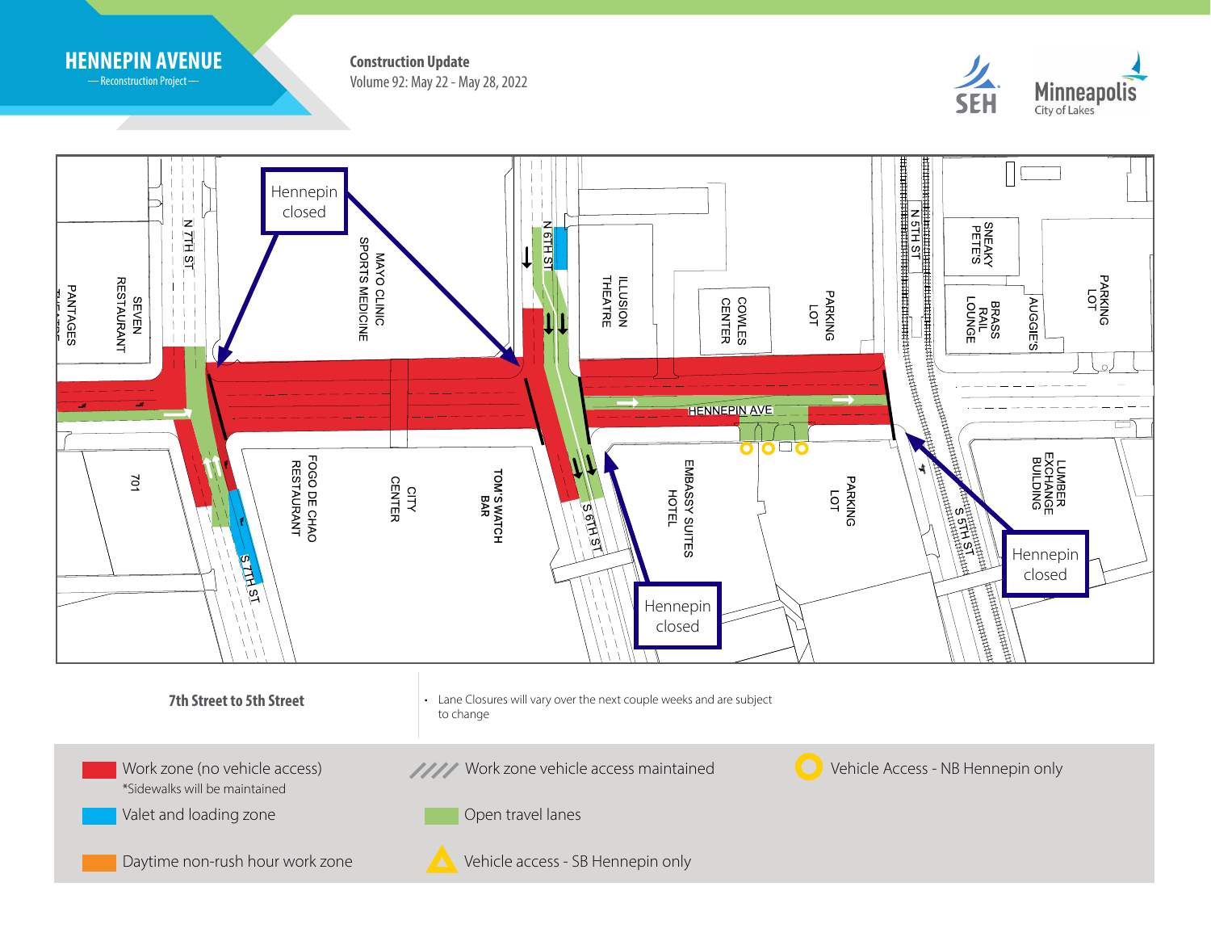# HENNEPIN AVENUE

— Reconstruction Project —

**Construction Update**

Volume 92: May 22 - May 28, 2022

SEH

Minneapolis City of Lakes

N 7TH ST

S 7TH ST

N 6TH ST

S 6TH ST

N 5TH ST

S 5TH ST

HENNEPIN AVE

PANTAGES THEATRE

SEVEN RESTAURANT

701

MAYO CLINIC SPORTS MEDICINE

FOGO DE CHAO RESTAURANT

CITY CENTER

TOM'S WATCH BAR

ILLUSION THEATRE

COWLES CENTER

PARKING LOT

EMBASSY SUITES HOTEL

PARKING LOT

SNEAKY PETE'S

BRASS RAIL LOUNGE

AUGGIE'S

PARKING LOT

LUMBER EXCHANGE BUILDING

Hennepin closed

Hennepin closed

Hennepin closed

Hennepin closed

**7th Street to 5th Street**

- Lane Closures will vary over the next couple weeks and are subject to change

Work zone (no vehicle access)
*Sidewalks will be maintained

Valet and loading zone

Daytime non-rush hour work zone

Work zone vehicle access maintained

Open travel lanes

Vehicle access - SB Hennepin only

Vehicle Access - NB Hennepin only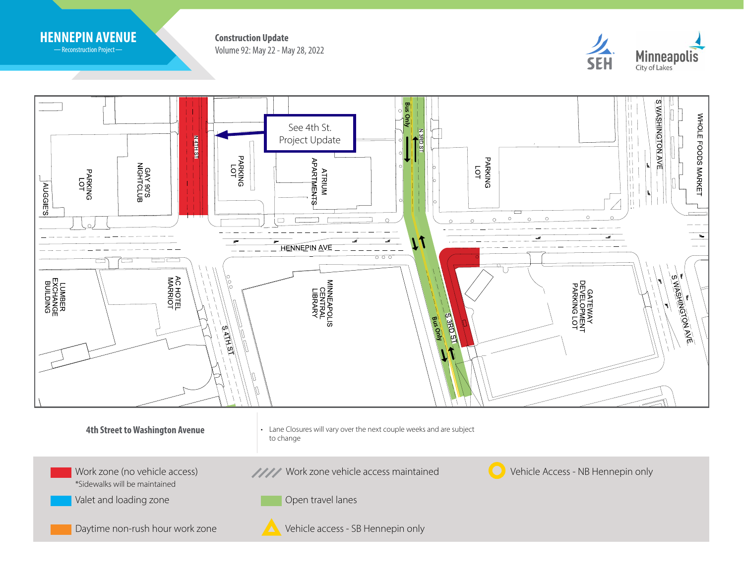HENNEPIN AVENUE
— Reconstruction Project —

**Construction Update**
Volume 92: May 22 - May 28, 2022

SEH

Minneapolis
City of Lakes

See 4th St.
Project Update

N 4TH ST
PARKING LOT
GAY 90'S NIGHTCLUB
AUGGIE'S
PARKING LOT
ATRIUM APARTMENTS
Bus Only
N 3RD ST
PARKING LOT
S WASHINGTON AVE
WHOLE FOODS MARKET
HENNEPIN AVE
LUMBER EXCHANGE BUILDING
AC HOTEL MARRIOT
S 4TH ST
MINNEAPOLIS CENTRAL LIBRARY
Bus Only
S 3RD ST
GATEWAY DEVELOPMENT PARKING LOT
S WASHINGTON AVE

**4th Street to Washington Avenue**

- Lane Closures will vary over the next couple weeks and are subject to change

Work zone (no vehicle access)
*Sidewalks will be maintained

Valet and loading zone

Daytime non-rush hour work zone

Work zone vehicle access maintained

Open travel lanes

Vehicle access - SB Hennepin only

Vehicle Access - NB Hennepin only